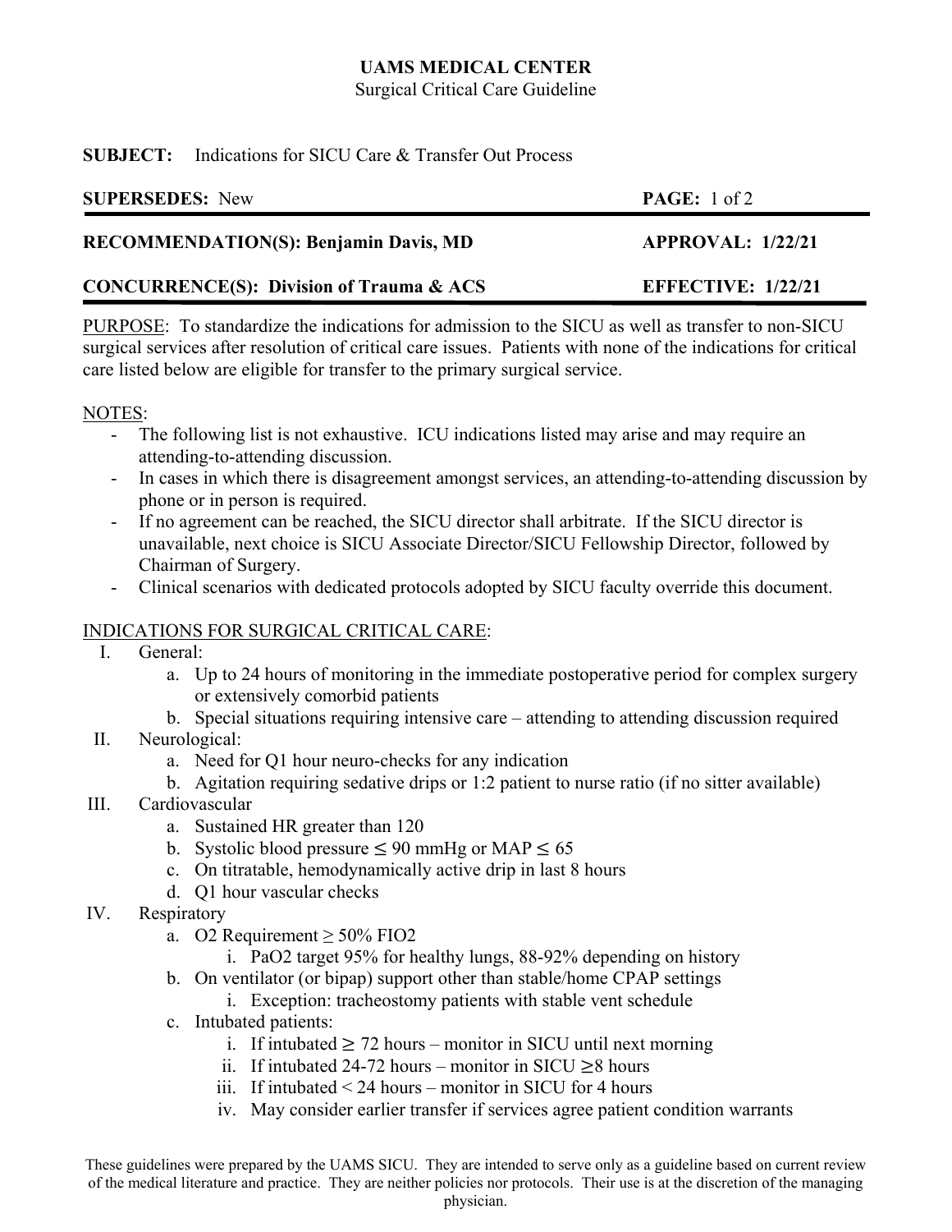# UAMS MEDICAL CENTER

Surgical Critical Care Guideline

**SUBJECT:** Indications for SICU Care & Transfer Out Process

| | |
|---|---|
| **SUPERSEDES:** New | **PAGE:** 1 of 2 |
| **RECOMMENDATION(S): Benjamin Davis, MD** | **APPROVAL: 1/22/21** |
| **CONCURRENCE(S): Division of Trauma & ACS** | **EFFECTIVE: 1/22/21** |

PURPOSE: To standardize the indications for admission to the SICU as well as transfer to non-SICU surgical services after resolution of critical care issues. Patients with none of the indications for critical care listed below are eligible for transfer to the primary surgical service.

NOTES:

- The following list is not exhaustive. ICU indications listed may arise and may require an attending-to-attending discussion.
- In cases in which there is disagreement amongst services, an attending-to-attending discussion by phone or in person is required.
- If no agreement can be reached, the SICU director shall arbitrate. If the SICU director is unavailable, next choice is SICU Associate Director/SICU Fellowship Director, followed by Chairman of Surgery.
- Clinical scenarios with dedicated protocols adopted by SICU faculty override this document.

INDICATIONS FOR SURGICAL CRITICAL CARE:

I. General:
   a. Up to 24 hours of monitoring in the immediate postoperative period for complex surgery or extensively comorbid patients
   b. Special situations requiring intensive care – attending to attending discussion required

II. Neurological:
   a. Need for Q1 hour neuro-checks for any indication
   b. Agitation requiring sedative drips or 1:2 patient to nurse ratio (if no sitter available)

III. Cardiovascular
   a. Sustained HR greater than 120
   b. Systolic blood pressure $\leq$ 90 mmHg or MAP $\leq$ 65
   c. On titratable, hemodynamically active drip in last 8 hours
   d. Q1 hour vascular checks

IV. Respiratory
   a. O2 Requirement $\geq$ 50% FIO2
      i. PaO2 target 95% for healthy lungs, 88-92% depending on history
   b. On ventilator (or bipap) support other than stable/home CPAP settings
      i. Exception: tracheostomy patients with stable vent schedule
   c. Intubated patients:
      i. If intubated $\geq$ 72 hours – monitor in SICU until next morning
      ii. If intubated 24-72 hours – monitor in SICU $\geq$8 hours
      iii. If intubated < 24 hours – monitor in SICU for 4 hours
      iv. May consider earlier transfer if services agree patient condition warrants

These guidelines were prepared by the UAMS SICU. They are intended to serve only as a guideline based on current review of the medical literature and practice. They are neither policies nor protocols. Their use is at the discretion of the managing physician.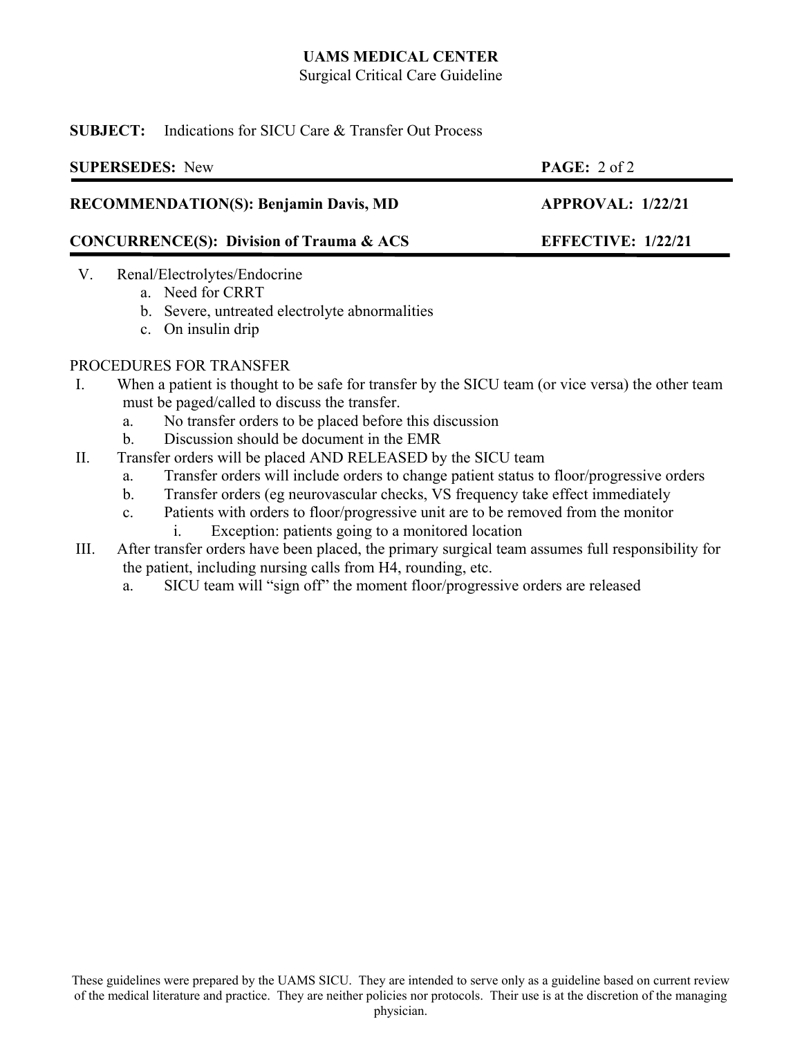V. Renal/Electrolytes/Endocrine
   a. Need for CRRT
   b. Severe, untreated electrolyte abnormalities
   c. On insulin drip

PROCEDURES FOR TRANSFER

I. When a patient is thought to be safe for transfer by the SICU team (or vice versa) the other team must be paged/called to discuss the transfer.
   a. No transfer orders to be placed before this discussion
   b. Discussion should be document in the EMR
II. Transfer orders will be placed AND RELEASED by the SICU team
   a. Transfer orders will include orders to change patient status to floor/progressive orders
   b. Transfer orders (eg neurovascular checks, VS frequency take effect immediately
   c. Patients with orders to floor/progressive unit are to be removed from the monitor
      i. Exception: patients going to a monitored location
III. After transfer orders have been placed, the primary surgical team assumes full responsibility for the patient, including nursing calls from H4, rounding, etc.
   a. SICU team will "sign off" the moment floor/progressive orders are released

These guidelines were prepared by the UAMS SICU. They are intended to serve only as a guideline based on current review of the medical literature and practice. They are neither policies nor protocols. Their use is at the discretion of the managing physician.